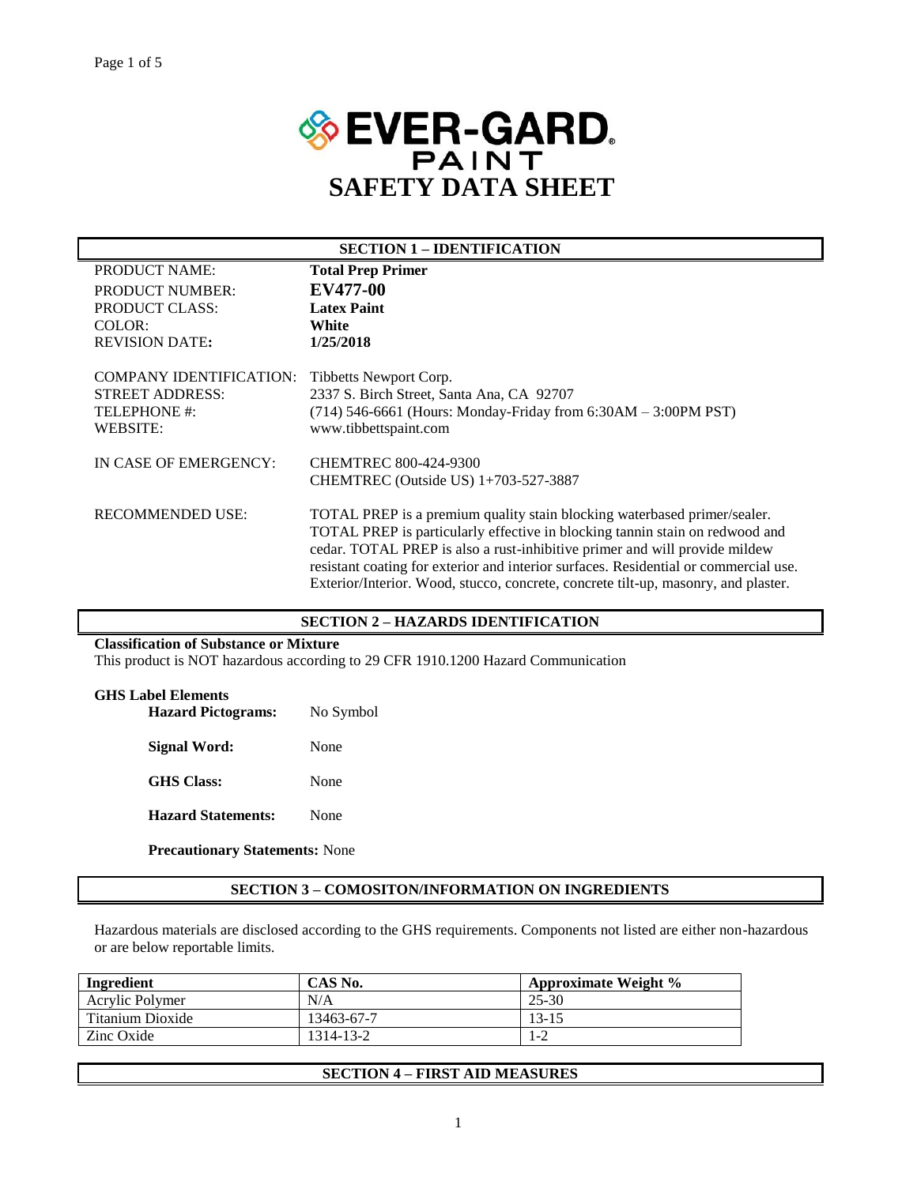# EVER-GARD PAINT

# SAFETY DATA SHEET

## SECTION 1 – IDENTIFICATION

| | |
|---|---|
| PRODUCT NAME: | **Total Prep Primer** |
| PRODUCT NUMBER: | **EV477-00** |
| PRODUCT CLASS: | **Latex Paint** |
| COLOR: | **White** |
| REVISION DATE: | **1/25/2018** |

| | |
|---|---|
| COMPANY IDENTIFICATION: | Tibbetts Newport Corp. |
| STREET ADDRESS: | 2337 S. Birch Street, Santa Ana, CA 92707 |
| TELEPHONE #: | (714) 546-6661 (Hours: Monday-Friday from 6:30AM – 3:00PM PST) |
| WEBSITE: | www.tibbettspaint.com |

| | |
|---|---|
| IN CASE OF EMERGENCY: | CHEMTREC 800-424-9300<br>CHEMTREC (Outside US) 1+703-527-3887 |

| | |
|---|---|
| RECOMMENDED USE: | TOTAL PREP is a premium quality stain blocking waterbased primer/sealer. TOTAL PREP is particularly effective in blocking tannin stain on redwood and cedar. TOTAL PREP is also a rust-inhibitive primer and will provide mildew resistant coating for exterior and interior surfaces. Residential or commercial use. Exterior/Interior. Wood, stucco, concrete, concrete tilt-up, masonry, and plaster. |

## SECTION 2 – HAZARDS IDENTIFICATION

**Classification of Substance or Mixture**

This product is NOT hazardous according to 29 CFR 1910.1200 Hazard Communication

**GHS Label Elements**

**Hazard Pictograms:** No Symbol

**Signal Word:** None

**GHS Class:** None

**Hazard Statements:** None

**Precautionary Statements:** None

## SECTION 3 – COMOSITON/INFORMATION ON INGREDIENTS

Hazardous materials are disclosed according to the GHS requirements. Components not listed are either non-hazardous or are below reportable limits.

| Ingredient | CAS No. | Approximate Weight % |
|---|---|---|
| Acrylic Polymer | N/A | 25-30 |
| Titanium Dioxide | 13463-67-7 | 13-15 |
| Zinc Oxide | 1314-13-2 | 1-2 |

## SECTION 4 – FIRST AID MEASURES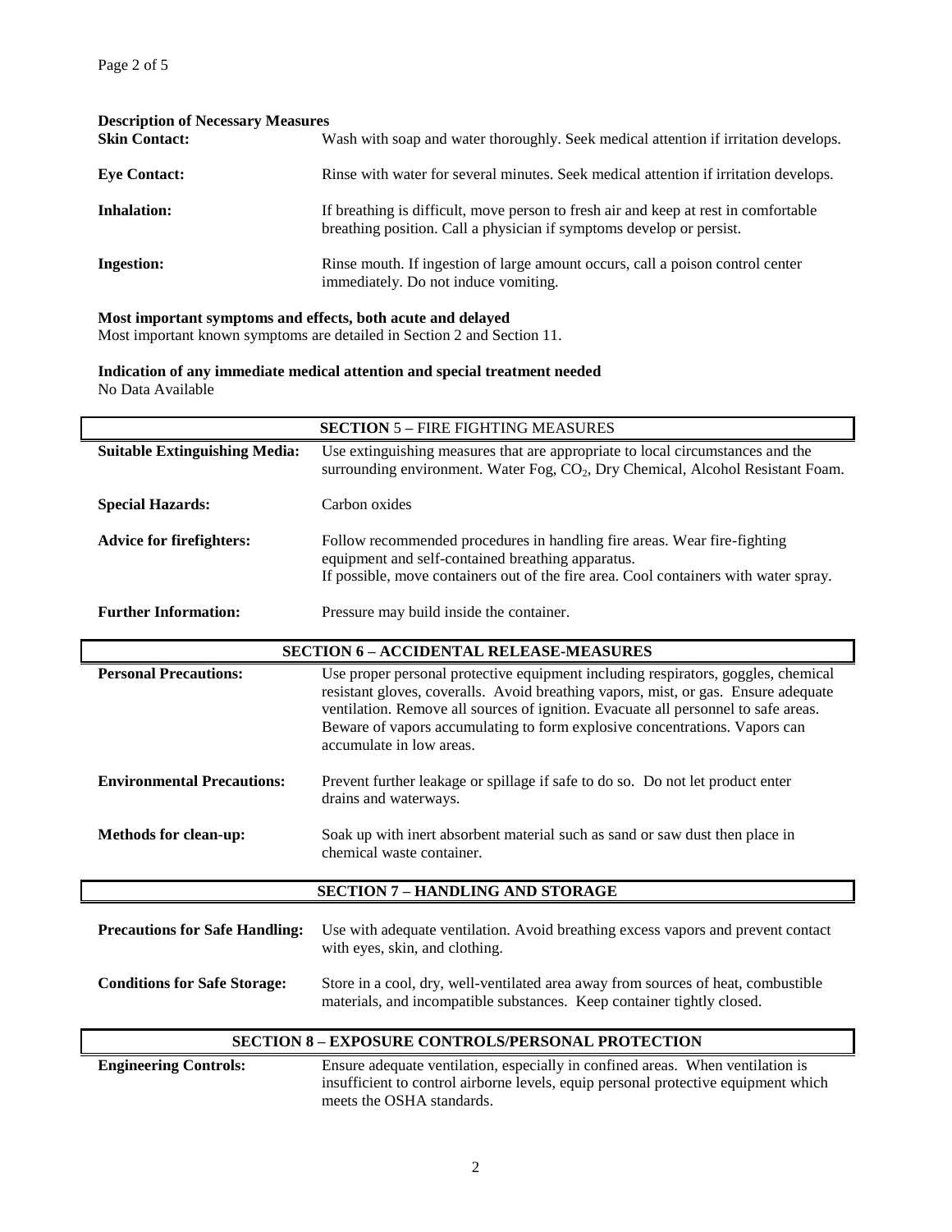**Description of Necessary Measures**

**Skin Contact:** Wash with soap and water thoroughly. Seek medical attention if irritation develops.

**Eye Contact:** Rinse with water for several minutes. Seek medical attention if irritation develops.

**Inhalation:** If breathing is difficult, move person to fresh air and keep at rest in comfortable breathing position. Call a physician if symptoms develop or persist.

**Ingestion:** Rinse mouth. If ingestion of large amount occurs, call a poison control center immediately. Do not induce vomiting.

**Most important symptoms and effects, both acute and delayed**

Most important known symptoms are detailed in Section 2 and Section 11.

**Indication of any immediate medical attention and special treatment needed**

No Data Available

## SECTION 5 – FIRE FIGHTING MEASURES

**Suitable Extinguishing Media:** Use extinguishing measures that are appropriate to local circumstances and the surrounding environment. Water Fog, $CO_2$, Dry Chemical, Alcohol Resistant Foam.

**Special Hazards:** Carbon oxides

**Advice for firefighters:** Follow recommended procedures in handling fire areas. Wear fire-fighting equipment and self-contained breathing apparatus.
If possible, move containers out of the fire area. Cool containers with water spray.

**Further Information:** Pressure may build inside the container.

## SECTION 6 – ACCIDENTAL RELEASE-MEASURES

**Personal Precautions:** Use proper personal protective equipment including respirators, goggles, chemical resistant gloves, coveralls. Avoid breathing vapors, mist, or gas. Ensure adequate ventilation. Remove all sources of ignition. Evacuate all personnel to safe areas. Beware of vapors accumulating to form explosive concentrations. Vapors can accumulate in low areas.

**Environmental Precautions:** Prevent further leakage or spillage if safe to do so. Do not let product enter drains and waterways.

**Methods for clean-up:** Soak up with inert absorbent material such as sand or saw dust then place in chemical waste container.

## SECTION 7 – HANDLING AND STORAGE

**Precautions for Safe Handling:** Use with adequate ventilation. Avoid breathing excess vapors and prevent contact with eyes, skin, and clothing.

**Conditions for Safe Storage:** Store in a cool, dry, well-ventilated area away from sources of heat, combustible materials, and incompatible substances. Keep container tightly closed.

## SECTION 8 – EXPOSURE CONTROLS/PERSONAL PROTECTION

**Engineering Controls:** Ensure adequate ventilation, especially in confined areas. When ventilation is insufficient to control airborne levels, equip personal protective equipment which meets the OSHA standards.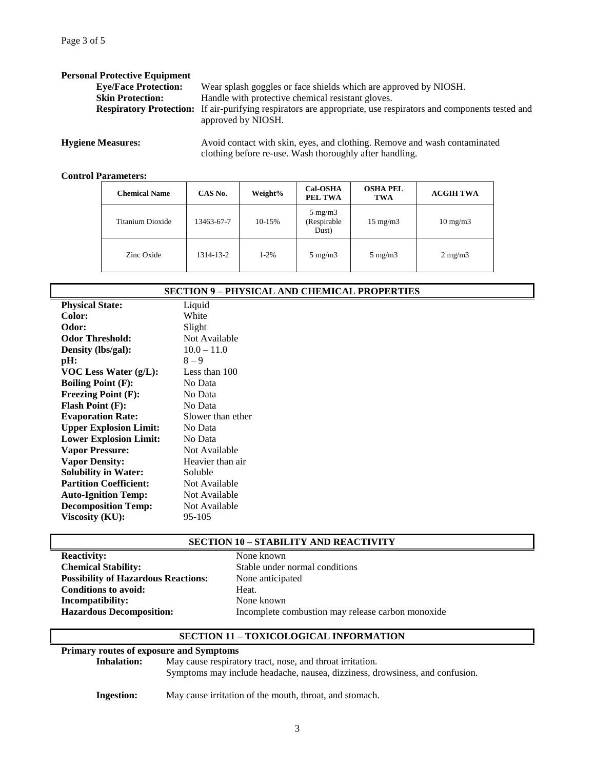**Personal Protective Equipment**

**Eye/Face Protection:** Wear splash goggles or face shields which are approved by NIOSH.

**Skin Protection:** Handle with protective chemical resistant gloves.

**Respiratory Protection:** If air-purifying respirators are appropriate, use respirators and components tested and approved by NIOSH.

**Hygiene Measures:** Avoid contact with skin, eyes, and clothing. Remove and wash contaminated clothing before re-use. Wash thoroughly after handling.

**Control Parameters:**

| Chemical Name | CAS No. | Weight% | Cal-OSHA PEL TWA | OSHA PEL TWA | ACGIH TWA |
|---|---|---|---|---|---|
| Titanium Dioxide | 13463-67-7 | 10-15% | 5 mg/m3 (Respirable Dust) | 15 mg/m3 | 10 mg/m3 |
| Zinc Oxide | 1314-13-2 | 1-2% | 5 mg/m3 | 5 mg/m3 | 2 mg/m3 |

## SECTION 9 – PHYSICAL AND CHEMICAL PROPERTIES

**Physical State:** Liquid
**Color:** White
**Odor:** Slight
**Odor Threshold:** Not Available
**Density (lbs/gal):** 10.0 – 11.0
**pH:** 8 – 9
**VOC Less Water (g/L):** Less than 100
**Boiling Point (F):** No Data
**Freezing Point (F):** No Data
**Flash Point (F):** No Data
**Evaporation Rate:** Slower than ether
**Upper Explosion Limit:** No Data
**Lower Explosion Limit:** No Data
**Vapor Pressure:** Not Available
**Vapor Density:** Heavier than air
**Solubility in Water:** Soluble
**Partition Coefficient:** Not Available
**Auto-Ignition Temp:** Not Available
**Decomposition Temp:** Not Available
**Viscosity (KU):** 95-105

## SECTION 10 – STABILITY AND REACTIVITY

**Reactivity:** None known
**Chemical Stability:** Stable under normal conditions
**Possibility of Hazardous Reactions:** None anticipated
**Conditions to avoid:** Heat.
**Incompatibility:** None known
**Hazardous Decomposition:** Incomplete combustion may release carbon monoxide

## SECTION 11 – TOXICOLOGICAL INFORMATION

**Primary routes of exposure and Symptoms**

**Inhalation:** May cause respiratory tract, nose, and throat irritation. Symptoms may include headache, nausea, dizziness, drowsiness, and confusion.

**Ingestion:** May cause irritation of the mouth, throat, and stomach.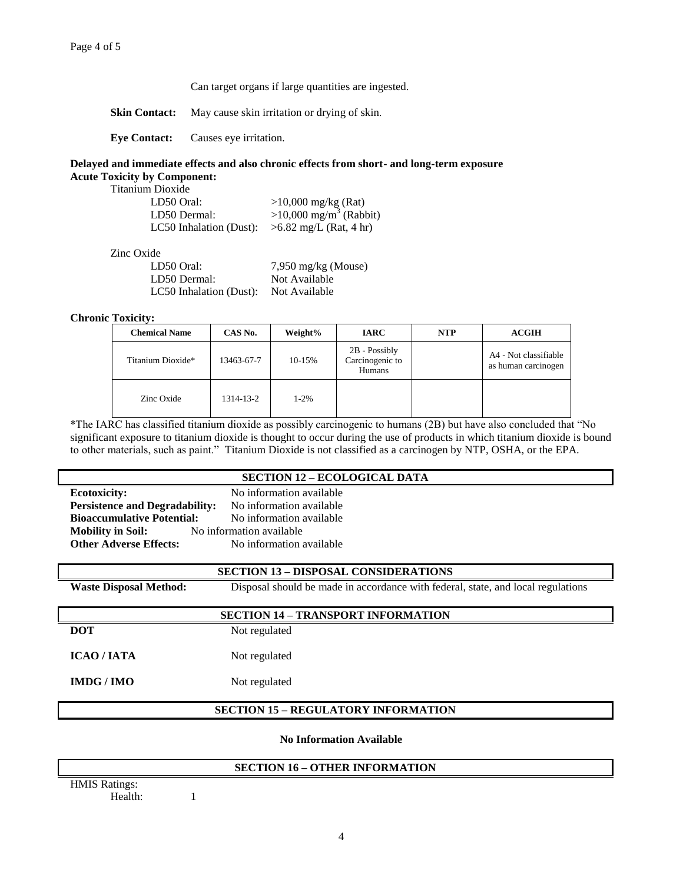Can target organs if large quantities are ingested.

**Skin Contact:** May cause skin irritation or drying of skin.

**Eye Contact:** Causes eye irritation.

**Delayed and immediate effects and also chronic effects from short- and long-term exposure**
**Acute Toxicity by Component:**

Titanium Dioxide

| | |
|---|---|
| LD50 Oral: | >10,000 mg/kg (Rat) |
| LD50 Dermal: | >10,000 $mg/m^3$ (Rabbit) |
| LC50 Inhalation (Dust): | >6.82 mg/L (Rat, 4 hr) |

Zinc Oxide

| | |
|---|---|
| LD50 Oral: | 7,950 mg/kg (Mouse) |
| LD50 Dermal: | Not Available |
| LC50 Inhalation (Dust): | Not Available |

**Chronic Toxicity:**

| Chemical Name | CAS No. | Weight% | IARC | NTP | ACGIH |
|---|---|---|---|---|---|
| Titanium Dioxide* | 13463-67-7 | 10-15% | 2B - Possibly Carcinogenic to Humans | | A4 - Not classifiable as human carcinogen |
| Zinc Oxide | 1314-13-2 | 1-2% | | | |

*The IARC has classified titanium dioxide as possibly carcinogenic to humans (2B) but have also concluded that "No significant exposure to titanium dioxide is thought to occur during the use of products in which titanium dioxide is bound to other materials, such as paint." Titanium Dioxide is not classified as a carcinogen by NTP, OSHA, or the EPA.

## SECTION 12 – ECOLOGICAL DATA

**Ecotoxicity:** No information available
**Persistence and Degradability:** No information available
**Bioaccumulative Potential:** No information available
**Mobility in Soil:** No information available
**Other Adverse Effects:** No information available

## SECTION 13 – DISPOSAL CONSIDERATIONS

**Waste Disposal Method:** Disposal should be made in accordance with federal, state, and local regulations

## SECTION 14 – TRANSPORT INFORMATION

**DOT** Not regulated

**ICAO / IATA** Not regulated

**IMDG / IMO** Not regulated

## SECTION 15 – REGULATORY INFORMATION

**No Information Available**

## SECTION 16 – OTHER INFORMATION

HMIS Ratings:
Health: 1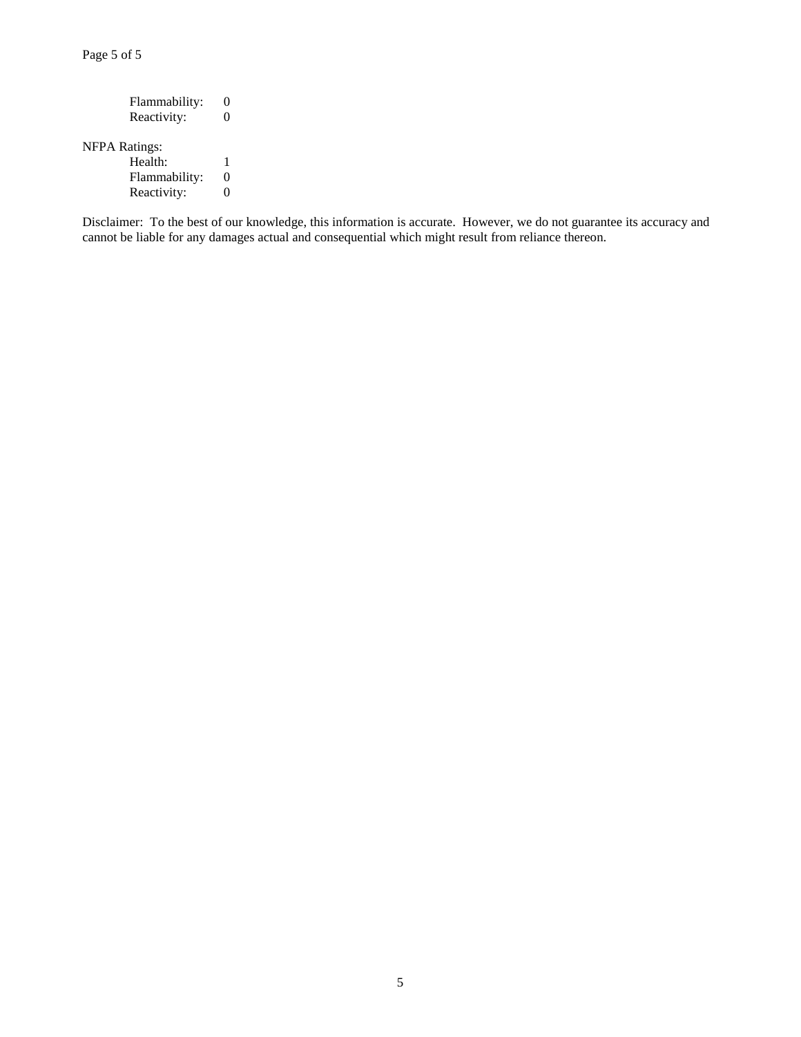Flammability: 0
Reactivity: 0

NFPA Ratings:

Health: 1
Flammability: 0
Reactivity: 0

Disclaimer: To the best of our knowledge, this information is accurate. However, we do not guarantee its accuracy and cannot be liable for any damages actual and consequential which might result from reliance thereon.